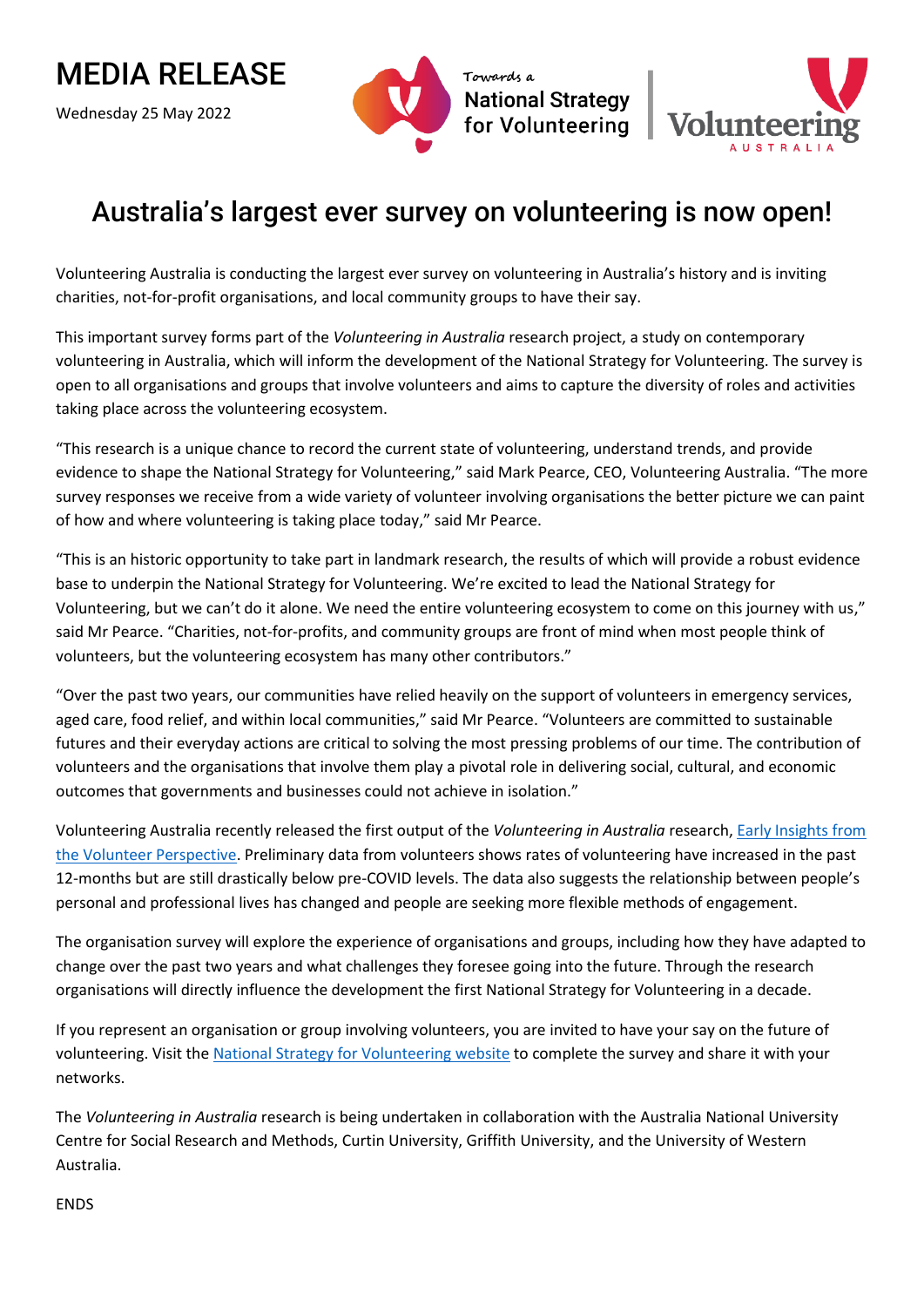# MEDIA RELEASE

Wednesday 25 May 2022

Towards a National Strategy for Volunteering | Volunteering AUSTRALIA

## Australia's largest ever survey on volunteering is now open!

Volunteering Australia is conducting the largest ever survey on volunteering in Australia's history and is inviting charities, not-for-profit organisations, and local community groups to have their say.

This important survey forms part of the *Volunteering in Australia* research project, a study on contemporary volunteering in Australia, which will inform the development of the National Strategy for Volunteering. The survey is open to all organisations and groups that involve volunteers and aims to capture the diversity of roles and activities taking place across the volunteering ecosystem.

"This research is a unique chance to record the current state of volunteering, understand trends, and provide evidence to shape the National Strategy for Volunteering," said Mark Pearce, CEO, Volunteering Australia. "The more survey responses we receive from a wide variety of volunteer involving organisations the better picture we can paint of how and where volunteering is taking place today," said Mr Pearce.

"This is an historic opportunity to take part in landmark research, the results of which will provide a robust evidence base to underpin the National Strategy for Volunteering. We're excited to lead the National Strategy for Volunteering, but we can't do it alone. We need the entire volunteering ecosystem to come on this journey with us," said Mr Pearce. "Charities, not-for-profits, and community groups are front of mind when most people think of volunteers, but the volunteering ecosystem has many other contributors."

"Over the past two years, our communities have relied heavily on the support of volunteers in emergency services, aged care, food relief, and within local communities," said Mr Pearce. "Volunteers are committed to sustainable futures and their everyday actions are critical to solving the most pressing problems of our time. The contribution of volunteers and the organisations that involve them play a pivotal role in delivering social, cultural, and economic outcomes that governments and businesses could not achieve in isolation."

Volunteering Australia recently released the first output of the *Volunteering in Australia* research, Early Insights from the Volunteer Perspective. Preliminary data from volunteers shows rates of volunteering have increased in the past 12-months but are still drastically below pre-COVID levels. The data also suggests the relationship between people's personal and professional lives has changed and people are seeking more flexible methods of engagement.

The organisation survey will explore the experience of organisations and groups, including how they have adapted to change over the past two years and what challenges they foresee going into the future. Through the research organisations will directly influence the development the first National Strategy for Volunteering in a decade.

If you represent an organisation or group involving volunteers, you are invited to have your say on the future of volunteering. Visit the National Strategy for Volunteering website to complete the survey and share it with your networks.

The *Volunteering in Australia* research is being undertaken in collaboration with the Australia National University Centre for Social Research and Methods, Curtin University, Griffith University, and the University of Western Australia.

ENDS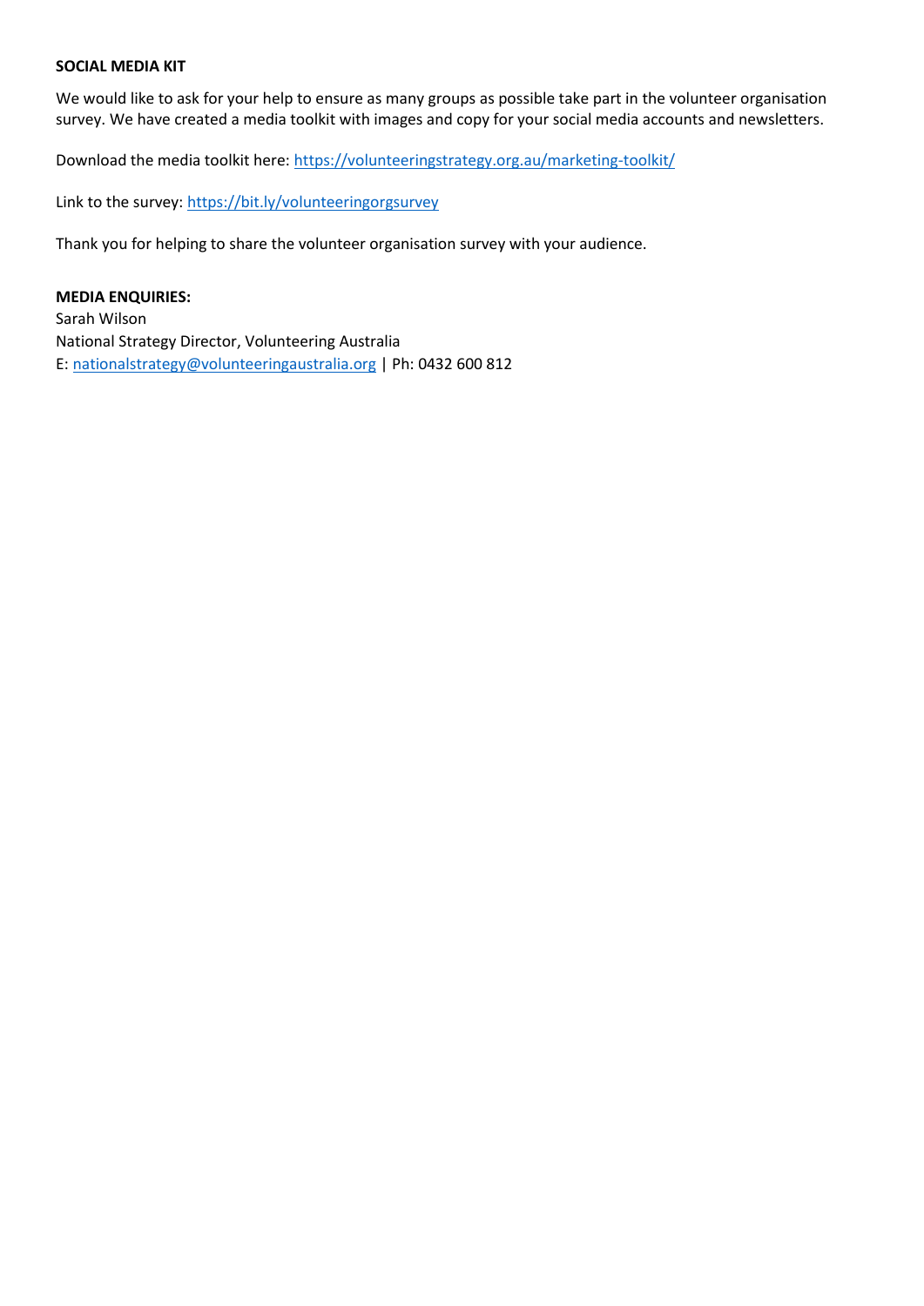**SOCIAL MEDIA KIT**

We would like to ask for your help to ensure as many groups as possible take part in the volunteer organisation survey. We have created a media toolkit with images and copy for your social media accounts and newsletters.

Download the media toolkit here: https://volunteeringstrategy.org.au/marketing-toolkit/

Link to the survey: https://bit.ly/volunteeringorgsurvey

Thank you for helping to share the volunteer organisation survey with your audience.

**MEDIA ENQUIRIES:**
Sarah Wilson
National Strategy Director, Volunteering Australia
E: nationalstrategy@volunteeringaustralia.org | Ph: 0432 600 812